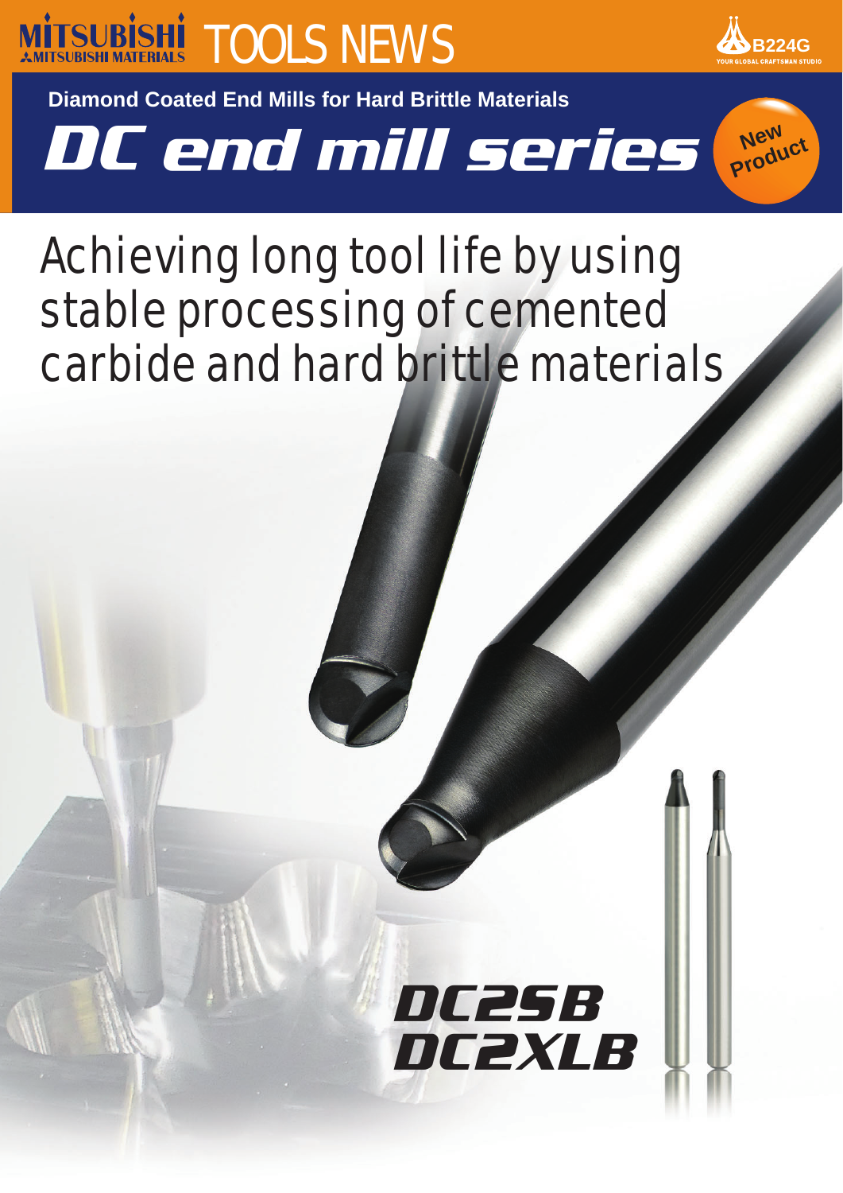MITSUBISHI MITSUBISHI MATERIALS TOOLS NEWS

B224G

**Diamond Coated End Mills for Hard Brittle Materials**

# DC end mill series

New Product

## Achieving long tool life by using stable processing of cemented carbide and hard brittle materials

**DC2SB**
**DC2XLB**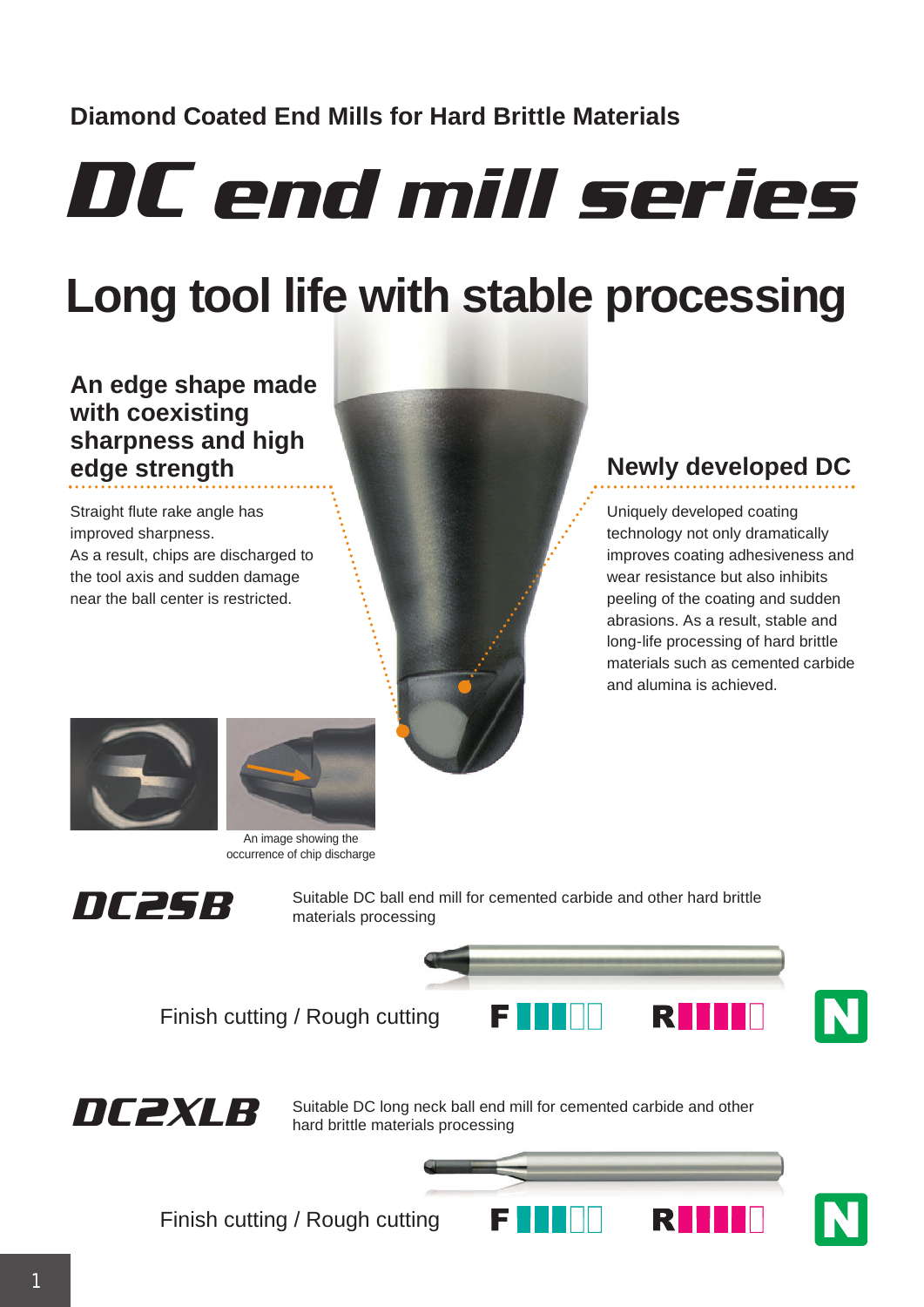**Diamond Coated End Mills for Hard Brittle Materials**

# DC end mill series

## Long tool life with stable processing

### An edge shape made with coexisting sharpness and high edge strength

Straight flute rake angle has improved sharpness.
As a result, chips are discharged to the tool axis and sudden damage near the ball center is restricted.

### Newly developed DC

Uniquely developed coating technology not only dramatically improves coating adhesiveness and wear resistance but also inhibits peeling of the coating and sudden abrasions. As a result, stable and long-life processing of hard brittle materials such as cemented carbide and alumina is achieved.

An image showing the occurrence of chip discharge

## DC2SB

Suitable DC ball end mill for cemented carbide and other hard brittle materials processing

Finish cutting / Rough cutting F R N

## DC2XLB

Suitable DC long neck ball end mill for cemented carbide and other hard brittle materials processing

Finish cutting / Rough cutting F R N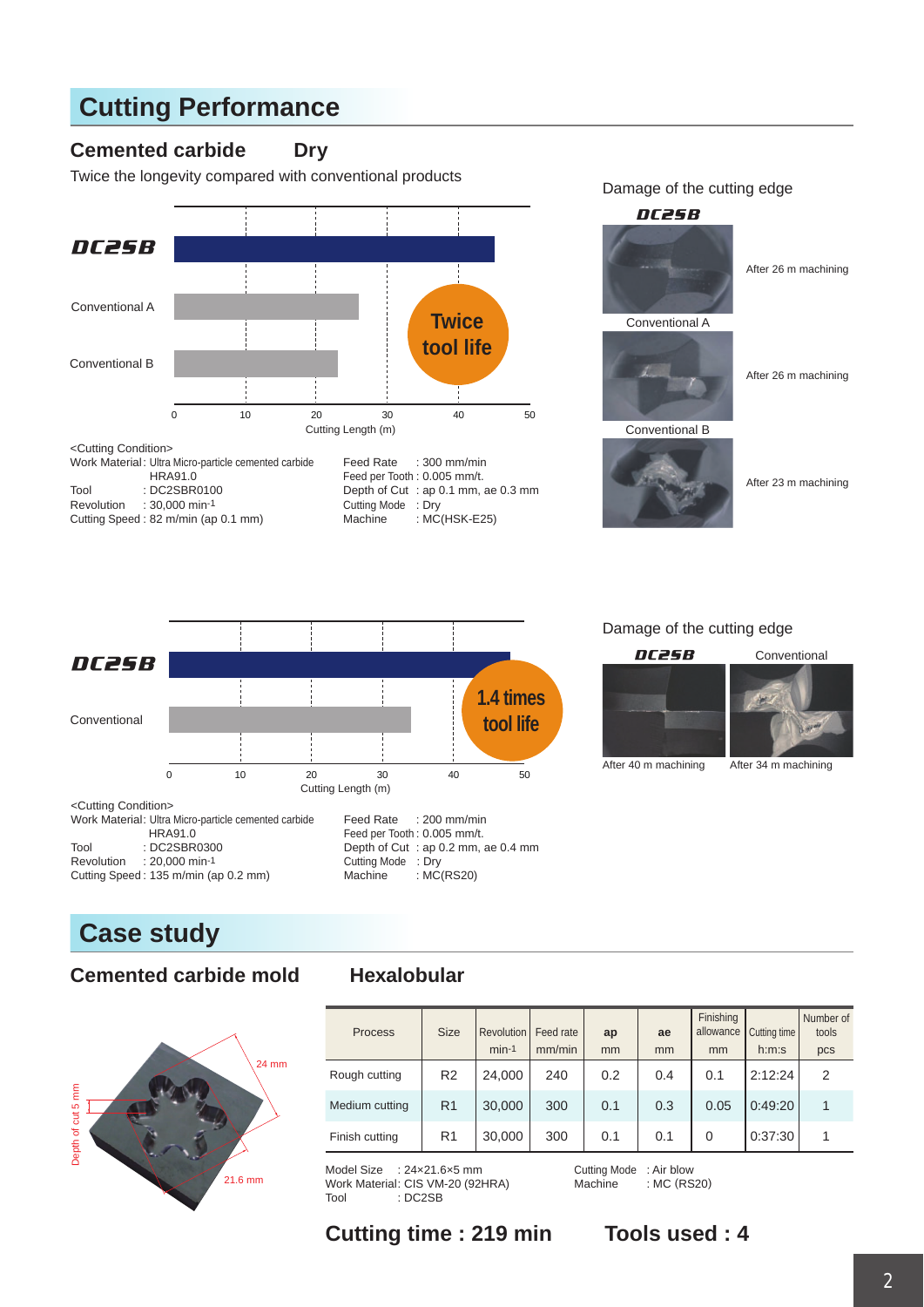## Cutting Performance

### Cemented carbide Dry

Twice the longevity compared with conventional products

DC2SB

Conventional A

Conventional B

Twice tool life

0 10 20 30 40 50

Cutting Length (m)

<Cutting Condition>

Work Material : Ultra Micro-particle cemented carbide HRA91.0
Tool : DC2SBR0100
Revolution : 30,000 min-1
Cutting Speed : 82 m/min (ap 0.1 mm)

Feed Rate : 300 mm/min
Feed per Tooth : 0.005 mm/t.
Depth of Cut : ap 0.1 mm, ae 0.3 mm
Cutting Mode : Dry
Machine : MC(HSK-E25)

Damage of the cutting edge

DC2SB — After 26 m machining

Conventional A — After 26 m machining

Conventional B — After 23 m machining

DC2SB

Conventional

1.4 times tool life

0 10 20 30 40 50

Cutting Length (m)

<Cutting Condition>

Work Material : Ultra Micro-particle cemented carbide HRA91.0
Tool : DC2SBR0300
Revolution : 20,000 min-1
Cutting Speed : 135 m/min (ap 0.2 mm)

Feed Rate : 200 mm/min
Feed per Tooth : 0.005 mm/t.
Depth of Cut : ap 0.2 mm, ae 0.4 mm
Cutting Mode : Dry
Machine : MC(RS20)

Damage of the cutting edge

DC2SB — After 40 m machining

Conventional — After 34 m machining

## Case study

### Cemented carbide mold

24 mm

21.6 mm

Depth of cut 5 mm

### Hexalobular

| Process | Size | Revolution min-1 | Feed rate mm/min | ap mm | ae mm | Finishing allowance mm | Cutting time h:m:s | Number of tools pcs |
|---|---|---|---|---|---|---|---|---|
| Rough cutting | R2 | 24,000 | 240 | 0.2 | 0.4 | 0.1 | 2:12:24 | 2 |
| Medium cutting | R1 | 30,000 | 300 | 0.1 | 0.3 | 0.05 | 0:49:20 | 1 |
| Finish cutting | R1 | 30,000 | 300 | 0.1 | 0.1 | 0 | 0:37:30 | 1 |

Model Size : 24×21.6×5 mm
Work Material: CIS VM-20 (92HRA)
Tool : DC2SB

Cutting Mode : Air blow
Machine : MC (RS20)

**Cutting time : 219 min** **Tools used : 4**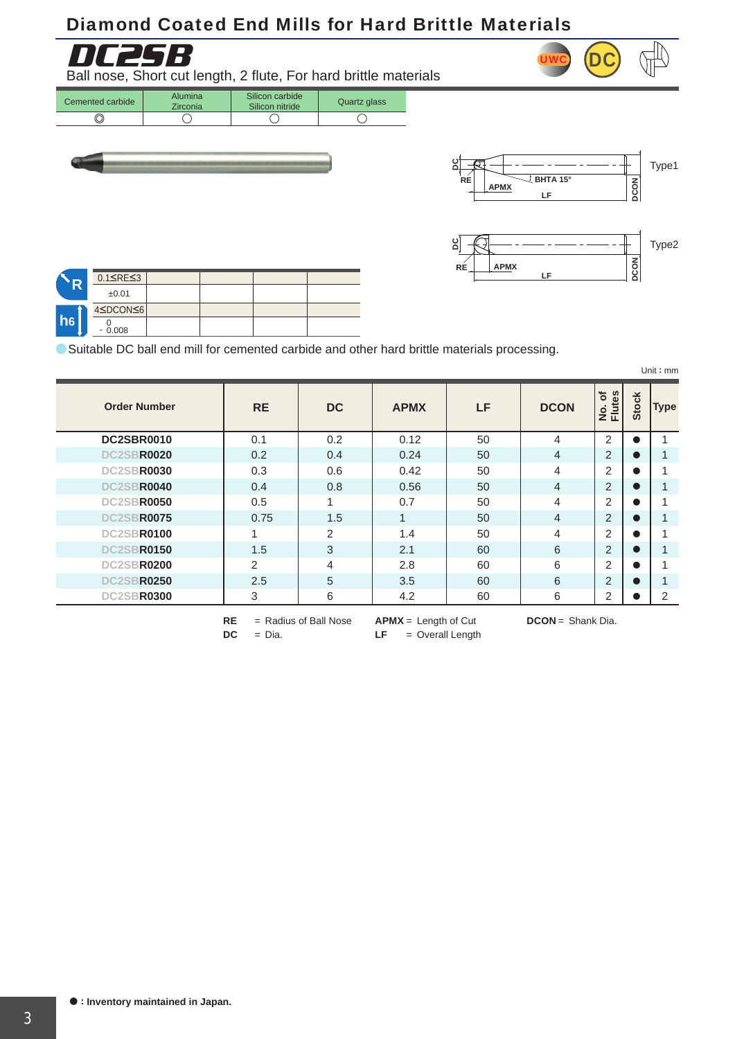# Diamond Coated End Mills for Hard Brittle Materials

## DC2SB

Ball nose, Short cut length, 2 flute, For hard brittle materials

| Cemented carbide | Alumina Zirconia | Silicon carbide Silicon nitride | Quartz glass |
|---|---|---|---|
| ◎ | ○ | ○ | ○ |

Type1 / Type2 (labels: DC, RE, APMX, BHTA 15°, LF, DCON)

| R | 0.1≤RE≤3 | | | | |
|---|---|---|---|---|---|
| | ±0.01 | | | | |
| h6 | 4≤DCON≤6 | | | | |
| | 0 / -0.008 | | | | |

● Suitable DC ball end mill for cemented carbide and other hard brittle materials processing.

Unit : mm

| Order Number | RE | DC | APMX | LF | DCON | No. of Flutes | Stock | Type |
|---|---|---|---|---|---|---|---|---|
| **DC2SBR0010** | 0.1 | 0.2 | 0.12 | 50 | 4 | 2 | ● | 1 |
| DC2SB**R0020** | 0.2 | 0.4 | 0.24 | 50 | 4 | 2 | ● | 1 |
| DC2SB**R0030** | 0.3 | 0.6 | 0.42 | 50 | 4 | 2 | ● | 1 |
| DC2SB**R0040** | 0.4 | 0.8 | 0.56 | 50 | 4 | 2 | ● | 1 |
| DC2SB**R0050** | 0.5 | 1 | 0.7 | 50 | 4 | 2 | ● | 1 |
| DC2SB**R0075** | 0.75 | 1.5 | 1 | 50 | 4 | 2 | ● | 1 |
| DC2SB**R0100** | 1 | 2 | 1.4 | 50 | 4 | 2 | ● | 1 |
| DC2SB**R0150** | 1.5 | 3 | 2.1 | 60 | 6 | 2 | ● | 1 |
| DC2SB**R0200** | 2 | 4 | 2.8 | 60 | 6 | 2 | ● | 1 |
| DC2SB**R0250** | 2.5 | 5 | 3.5 | 60 | 6 | 2 | ● | 1 |
| DC2SB**R0300** | 3 | 6 | 4.2 | 60 | 6 | 2 | ● | 2 |

**RE** = Radius of Ball Nose　**APMX** = Length of Cut　**DCON** = Shank Dia.
**DC** = Dia.　**LF** = Overall Length

● : **Inventory maintained in Japan.**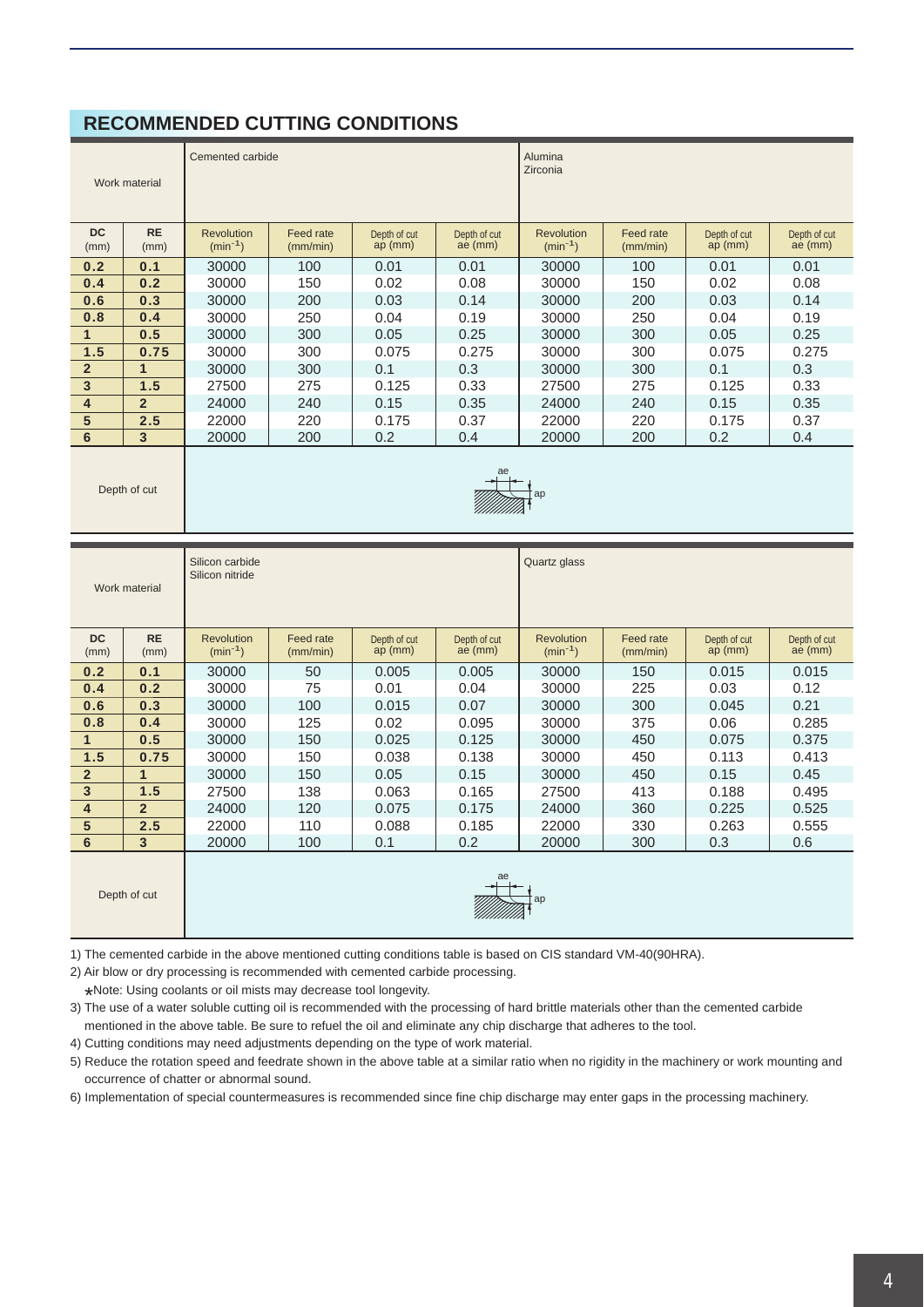## RECOMMENDED CUTTING CONDITIONS

| Work material | | Cemented carbide | | | | Alumina<br>Zirconia | | | |
|---|---|---|---|---|---|---|---|---|---|
| DC (mm) | RE (mm) | Revolution ($min^{-1}$) | Feed rate (mm/min) | Depth of cut ap (mm) | Depth of cut ae (mm) | Revolution ($min^{-1}$) | Feed rate (mm/min) | Depth of cut ap (mm) | Depth of cut ae (mm) |
| 0.2 | 0.1 | 30000 | 100 | 0.01 | 0.01 | 30000 | 100 | 0.01 | 0.01 |
| 0.4 | 0.2 | 30000 | 150 | 0.02 | 0.08 | 30000 | 150 | 0.02 | 0.08 |
| 0.6 | 0.3 | 30000 | 200 | 0.03 | 0.14 | 30000 | 200 | 0.03 | 0.14 |
| 0.8 | 0.4 | 30000 | 250 | 0.04 | 0.19 | 30000 | 250 | 0.04 | 0.19 |
| 1 | 0.5 | 30000 | 300 | 0.05 | 0.25 | 30000 | 300 | 0.05 | 0.25 |
| 1.5 | 0.75 | 30000 | 300 | 0.075 | 0.275 | 30000 | 300 | 0.075 | 0.275 |
| 2 | 1 | 30000 | 300 | 0.1 | 0.3 | 30000 | 300 | 0.1 | 0.3 |
| 3 | 1.5 | 27500 | 275 | 0.125 | 0.33 | 27500 | 275 | 0.125 | 0.33 |
| 4 | 2 | 24000 | 240 | 0.15 | 0.35 | 24000 | 240 | 0.15 | 0.35 |
| 5 | 2.5 | 22000 | 220 | 0.175 | 0.37 | 22000 | 220 | 0.175 | 0.37 |
| 6 | 3 | 20000 | 200 | 0.2 | 0.4 | 20000 | 200 | 0.2 | 0.4 |
| Depth of cut | | ae, ap | | | | | | | |

| Work material | | Silicon carbide<br>Silicon nitride | | | | Quartz glass | | | |
|---|---|---|---|---|---|---|---|---|---|
| DC (mm) | RE (mm) | Revolution ($min^{-1}$) | Feed rate (mm/min) | Depth of cut ap (mm) | Depth of cut ae (mm) | Revolution ($min^{-1}$) | Feed rate (mm/min) | Depth of cut ap (mm) | Depth of cut ae (mm) |
| 0.2 | 0.1 | 30000 | 50 | 0.005 | 0.005 | 30000 | 150 | 0.015 | 0.015 |
| 0.4 | 0.2 | 30000 | 75 | 0.01 | 0.04 | 30000 | 225 | 0.03 | 0.12 |
| 0.6 | 0.3 | 30000 | 100 | 0.015 | 0.07 | 30000 | 300 | 0.045 | 0.21 |
| 0.8 | 0.4 | 30000 | 125 | 0.02 | 0.095 | 30000 | 375 | 0.06 | 0.285 |
| 1 | 0.5 | 30000 | 150 | 0.025 | 0.125 | 30000 | 450 | 0.075 | 0.375 |
| 1.5 | 0.75 | 30000 | 150 | 0.038 | 0.138 | 30000 | 450 | 0.113 | 0.413 |
| 2 | 1 | 30000 | 150 | 0.05 | 0.15 | 30000 | 450 | 0.15 | 0.45 |
| 3 | 1.5 | 27500 | 138 | 0.063 | 0.165 | 27500 | 413 | 0.188 | 0.495 |
| 4 | 2 | 24000 | 120 | 0.075 | 0.175 | 24000 | 360 | 0.225 | 0.525 |
| 5 | 2.5 | 22000 | 110 | 0.088 | 0.185 | 22000 | 330 | 0.263 | 0.555 |
| 6 | 3 | 20000 | 100 | 0.1 | 0.2 | 20000 | 300 | 0.3 | 0.6 |
| Depth of cut | | ae, ap | | | | | | | |

1) The cemented carbide in the above mentioned cutting conditions table is based on CIS standard VM-40(90HRA).

2) Air blow or dry processing is recommended with cemented carbide processing.

*Note: Using coolants or oil mists may decrease tool longevity.

3) The use of a water soluble cutting oil is recommended with the processing of hard brittle materials other than the cemented carbide mentioned in the above table. Be sure to refuel the oil and eliminate any chip discharge that adheres to the tool.

4) Cutting conditions may need adjustments depending on the type of work material.

5) Reduce the rotation speed and feedrate shown in the above table at a similar ratio when no rigidity in the machinery or work mounting and occurrence of chatter or abnormal sound.

6) Implementation of special countermeasures is recommended since fine chip discharge may enter gaps in the processing machinery.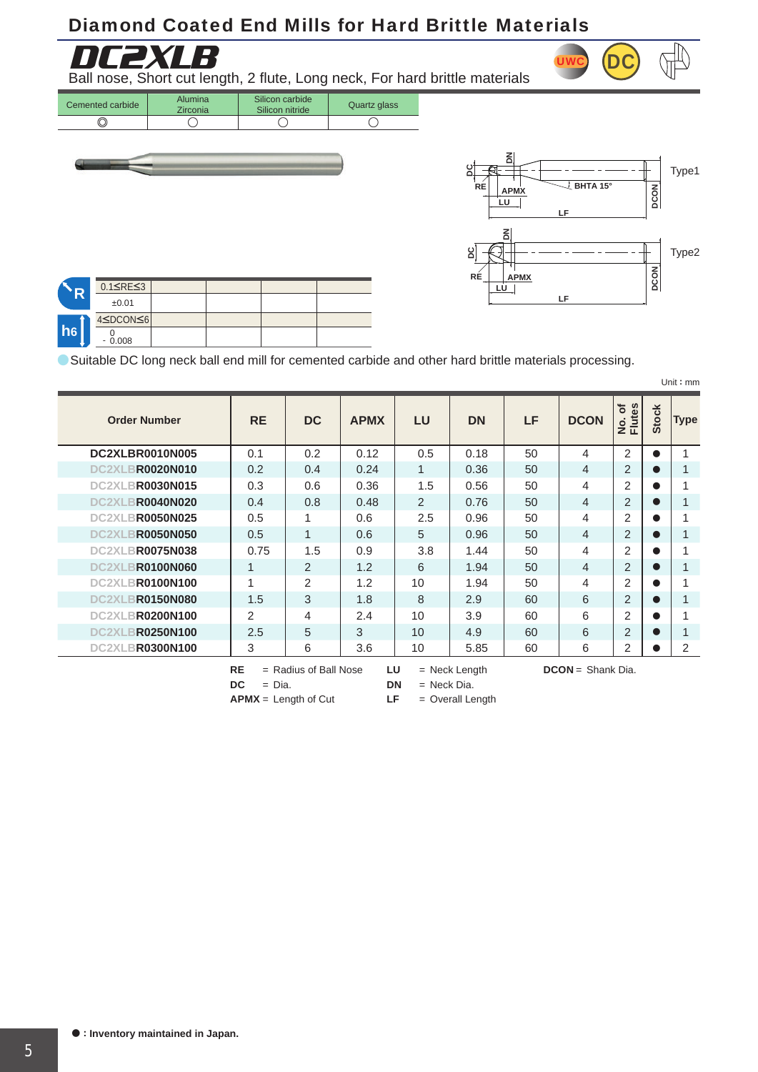# Diamond Coated End Mills for Hard Brittle Materials

## DC2XLB

Ball nose, Short cut length, 2 flute, Long neck, For hard brittle materials

| Cemented carbide | Alumina Zirconia | Silicon carbide Silicon nitride | Quartz glass |
|---|---|---|---|
| ◎ | ○ | ○ | ○ |

| R | 0.1≦RE≦3 |
|---|---|
| | ±0.01 |
| h6 | 4≦DCON≦6 |
| | 0 / - 0.008 |

Type1: DC, DN, RE, APMX, LU, LF, BHTA 15°, DCON

Type2: DC, DN, RE, APMX, LU, LF, DCON

● Suitable DC long neck ball end mill for cemented carbide and other hard brittle materials processing.

Unit：mm

| Order Number | RE | DC | APMX | LU | DN | LF | DCON | No. of Flutes | Stock | Type |
|---|---|---|---|---|---|---|---|---|---|---|
| DC2XLBR0010N005 | 0.1 | 0.2 | 0.12 | 0.5 | 0.18 | 50 | 4 | 2 | ● | 1 |
| DC2XLBR0020N010 | 0.2 | 0.4 | 0.24 | 1 | 0.36 | 50 | 4 | 2 | ● | 1 |
| DC2XLBR0030N015 | 0.3 | 0.6 | 0.36 | 1.5 | 0.56 | 50 | 4 | 2 | ● | 1 |
| DC2XLBR0040N020 | 0.4 | 0.8 | 0.48 | 2 | 0.76 | 50 | 4 | 2 | ● | 1 |
| DC2XLBR0050N025 | 0.5 | 1 | 0.6 | 2.5 | 0.96 | 50 | 4 | 2 | ● | 1 |
| DC2XLBR0050N050 | 0.5 | 1 | 0.6 | 5 | 0.96 | 50 | 4 | 2 | ● | 1 |
| DC2XLBR0075N038 | 0.75 | 1.5 | 0.9 | 3.8 | 1.44 | 50 | 4 | 2 | ● | 1 |
| DC2XLBR0100N060 | 1 | 2 | 1.2 | 6 | 1.94 | 50 | 4 | 2 | ● | 1 |
| DC2XLBR0100N100 | 1 | 2 | 1.2 | 10 | 1.94 | 50 | 4 | 2 | ● | 1 |
| DC2XLBR0150N080 | 1.5 | 3 | 1.8 | 8 | 2.9 | 60 | 6 | 2 | ● | 1 |
| DC2XLBR0200N100 | 2 | 4 | 2.4 | 10 | 3.9 | 60 | 6 | 2 | ● | 1 |
| DC2XLBR0250N100 | 2.5 | 5 | 3 | 10 | 4.9 | 60 | 6 | 2 | ● | 1 |
| DC2XLBR0300N100 | 3 | 6 | 3.6 | 10 | 5.85 | 60 | 6 | 2 | ● | 2 |

**RE** = Radius of Ball Nose
**DC** = Dia.
**APMX** = Length of Cut
**LU** = Neck Length
**DN** = Neck Dia.
**LF** = Overall Length
**DCON** = Shank Dia.

**● : Inventory maintained in Japan.**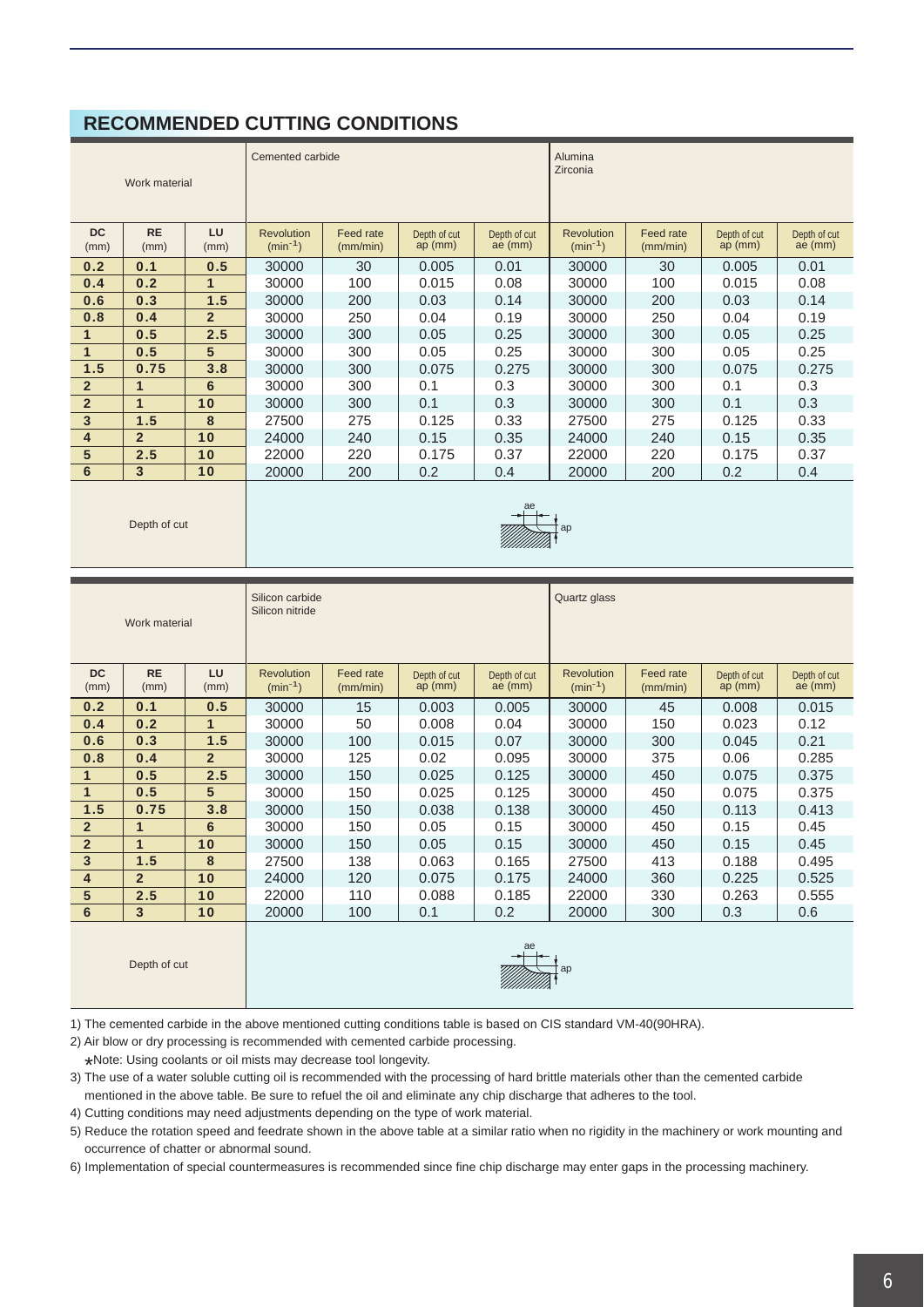## RECOMMENDED CUTTING CONDITIONS

| Work material | | | Cemented carbide | | | | Alumina Zirconia | | | |
|---|---|---|---|---|---|---|---|---|---|---|
| DC (mm) | RE (mm) | LU (mm) | Revolution ($min^{-1}$) | Feed rate (mm/min) | Depth of cut ap (mm) | Depth of cut ae (mm) | Revolution ($min^{-1}$) | Feed rate (mm/min) | Depth of cut ap (mm) | Depth of cut ae (mm) |
| 0.2 | 0.1 | 0.5 | 30000 | 30 | 0.005 | 0.01 | 30000 | 30 | 0.005 | 0.01 |
| 0.4 | 0.2 | 1 | 30000 | 100 | 0.015 | 0.08 | 30000 | 100 | 0.015 | 0.08 |
| 0.6 | 0.3 | 1.5 | 30000 | 200 | 0.03 | 0.14 | 30000 | 200 | 0.03 | 0.14 |
| 0.8 | 0.4 | 2 | 30000 | 250 | 0.04 | 0.19 | 30000 | 250 | 0.04 | 0.19 |
| 1 | 0.5 | 2.5 | 30000 | 300 | 0.05 | 0.25 | 30000 | 300 | 0.05 | 0.25 |
| 1 | 0.5 | 5 | 30000 | 300 | 0.05 | 0.25 | 30000 | 300 | 0.05 | 0.25 |
| 1.5 | 0.75 | 3.8 | 30000 | 300 | 0.075 | 0.275 | 30000 | 300 | 0.075 | 0.275 |
| 2 | 1 | 6 | 30000 | 300 | 0.1 | 0.3 | 30000 | 300 | 0.1 | 0.3 |
| 2 | 1 | 10 | 30000 | 300 | 0.1 | 0.3 | 30000 | 300 | 0.1 | 0.3 |
| 3 | 1.5 | 8 | 27500 | 275 | 0.125 | 0.33 | 27500 | 275 | 0.125 | 0.33 |
| 4 | 2 | 10 | 24000 | 240 | 0.15 | 0.35 | 24000 | 240 | 0.15 | 0.35 |
| 5 | 2.5 | 10 | 22000 | 220 | 0.175 | 0.37 | 22000 | 220 | 0.175 | 0.37 |
| 6 | 3 | 10 | 20000 | 200 | 0.2 | 0.4 | 20000 | 200 | 0.2 | 0.4 |
| Depth of cut | | | ae / ap | | | | | | | |

| Work material | | | Silicon carbide Silicon nitride | | | | Quartz glass | | | |
|---|---|---|---|---|---|---|---|---|---|---|
| DC (mm) | RE (mm) | LU (mm) | Revolution ($min^{-1}$) | Feed rate (mm/min) | Depth of cut ap (mm) | Depth of cut ae (mm) | Revolution ($min^{-1}$) | Feed rate (mm/min) | Depth of cut ap (mm) | Depth of cut ae (mm) |
| 0.2 | 0.1 | 0.5 | 30000 | 15 | 0.003 | 0.005 | 30000 | 45 | 0.008 | 0.015 |
| 0.4 | 0.2 | 1 | 30000 | 50 | 0.008 | 0.04 | 30000 | 150 | 0.023 | 0.12 |
| 0.6 | 0.3 | 1.5 | 30000 | 100 | 0.015 | 0.07 | 30000 | 300 | 0.045 | 0.21 |
| 0.8 | 0.4 | 2 | 30000 | 125 | 0.02 | 0.095 | 30000 | 375 | 0.06 | 0.285 |
| 1 | 0.5 | 2.5 | 30000 | 150 | 0.025 | 0.125 | 30000 | 450 | 0.075 | 0.375 |
| 1 | 0.5 | 5 | 30000 | 150 | 0.025 | 0.125 | 30000 | 450 | 0.075 | 0.375 |
| 1.5 | 0.75 | 3.8 | 30000 | 150 | 0.038 | 0.138 | 30000 | 450 | 0.113 | 0.413 |
| 2 | 1 | 6 | 30000 | 150 | 0.05 | 0.15 | 30000 | 450 | 0.15 | 0.45 |
| 2 | 1 | 10 | 30000 | 150 | 0.05 | 0.15 | 30000 | 450 | 0.15 | 0.45 |
| 3 | 1.5 | 8 | 27500 | 138 | 0.063 | 0.165 | 27500 | 413 | 0.188 | 0.495 |
| 4 | 2 | 10 | 24000 | 120 | 0.075 | 0.175 | 24000 | 360 | 0.225 | 0.525 |
| 5 | 2.5 | 10 | 22000 | 110 | 0.088 | 0.185 | 22000 | 330 | 0.263 | 0.555 |
| 6 | 3 | 10 | 20000 | 100 | 0.1 | 0.2 | 20000 | 300 | 0.3 | 0.6 |
| Depth of cut | | | ae / ap | | | | | | | |

1) The cemented carbide in the above mentioned cutting conditions table is based on CIS standard VM-40(90HRA).

2) Air blow or dry processing is recommended with cemented carbide processing.
   *Note: Using coolants or oil mists may decrease tool longevity.

3) The use of a water soluble cutting oil is recommended with the processing of hard brittle materials other than the cemented carbide mentioned in the above table. Be sure to refuel the oil and eliminate any chip discharge that adheres to the tool.

4) Cutting conditions may need adjustments depending on the type of work material.

5) Reduce the rotation speed and feedrate shown in the above table at a similar ratio when no rigidity in the machinery or work mounting and occurrence of chatter or abnormal sound.

6) Implementation of special countermeasures is recommended since fine chip discharge may enter gaps in the processing machinery.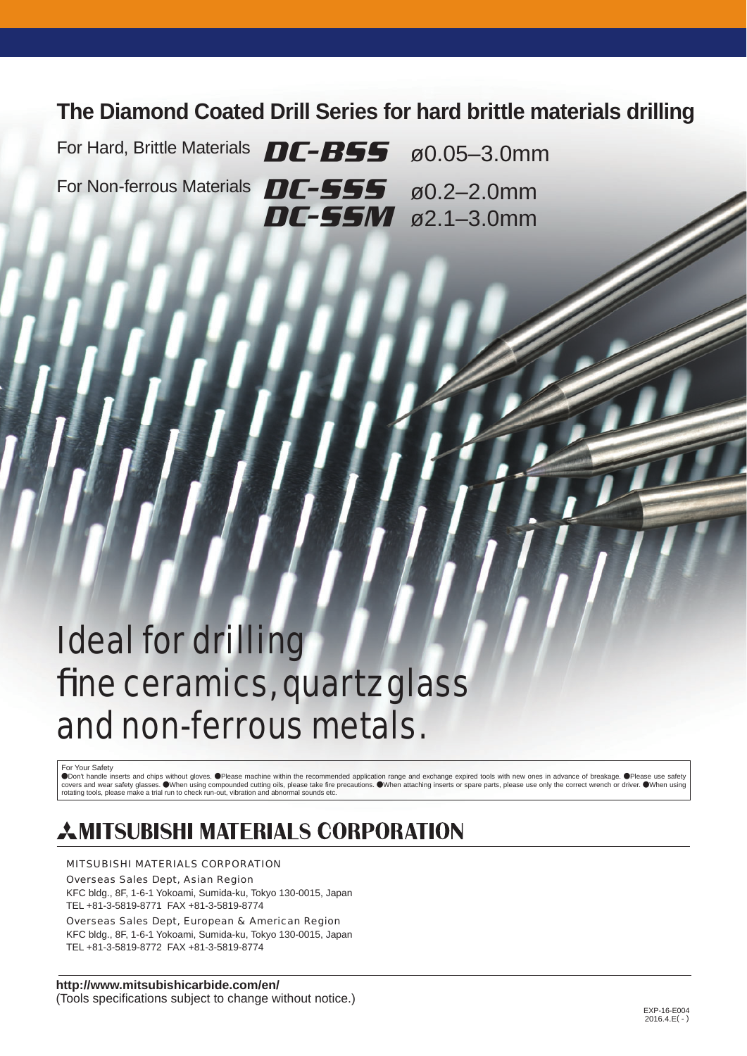## The Diamond Coated Drill Series for hard brittle materials drilling

For Hard, Brittle Materials **DC-BSS** ø0.05–3.0mm

For Non-ferrous Materials **DC-SSS** ø0.2–2.0mm
**DC-SSM** ø2.1–3.0mm

# Ideal for drilling fine ceramics, quartz glass and non-ferrous metals.

For Your Safety
●Don't handle inserts and chips without gloves. ●Please machine within the recommended application range and exchange expired tools with new ones in advance of breakage. ●Please use safety covers and wear safety glasses. ●When using compounded cutting oils, please take fire precautions. ●When attaching inserts or spare parts, please use only the correct wrench or driver. ●When using rotating tools, please make a trial run to check run-out, vibration and abnormal sounds etc.

**MITSUBISHI MATERIALS CORPORATION**

MITSUBISHI MATERIALS CORPORATION

Overseas Sales Dept, Asian Region
KFC bldg., 8F, 1-6-1 Yokoami, Sumida-ku, Tokyo 130-0015, Japan
TEL +81-3-5819-8771 FAX +81-3-5819-8774

Overseas Sales Dept, European & American Region
KFC bldg., 8F, 1-6-1 Yokoami, Sumida-ku, Tokyo 130-0015, Japan
TEL +81-3-5819-8772 FAX +81-3-5819-8774

**http://www.mitsubishicarbide.com/en/**
(Tools specifications subject to change without notice.)

EXP-16-E004
2016.4.E( - )